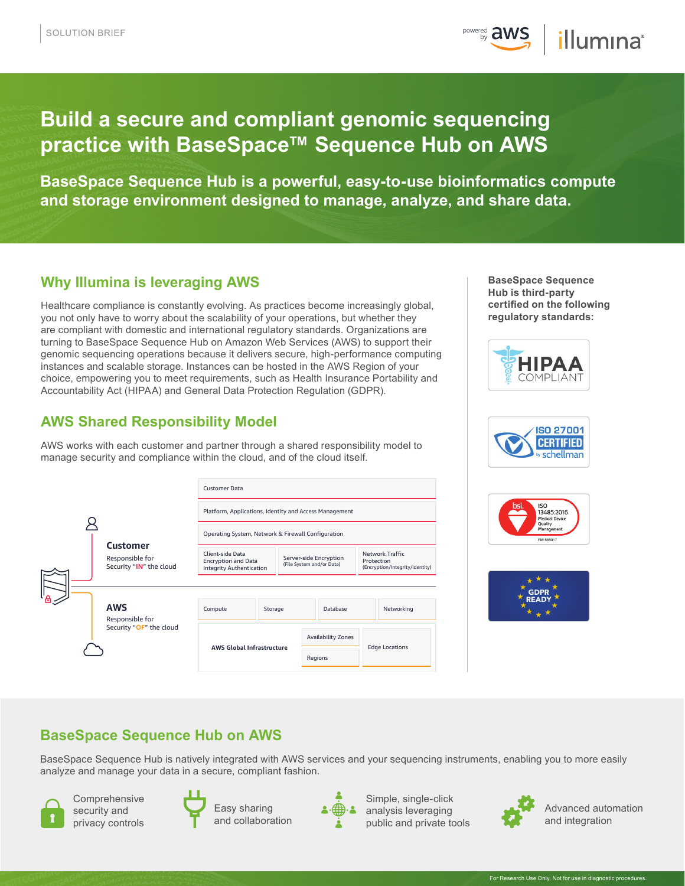SOLUTION BRIEF

# Build a secure and compliant genomic sequencing practice with BaseSpace™ Sequence Hub on AWS

**BaseSpace Sequence Hub is a powerful, easy-to-use bioinformatics compute and storage environment designed to manage, analyze, and share data.**

## Why Illumina is leveraging AWS

Healthcare compliance is constantly evolving. As practices become increasingly global, you not only have to worry about the scalability of your operations, but whether they are compliant with domestic and international regulatory standards. Organizations are turning to BaseSpace Sequence Hub on Amazon Web Services (AWS) to support their genomic sequencing operations because it delivers secure, high-performance computing instances and scalable storage. Instances can be hosted in the AWS Region of your choice, empowering you to meet requirements, such as Health Insurance Portability and Accountability Act (HIPAA) and General Data Protection Regulation (GDPR).

## AWS Shared Responsibility Model

AWS works with each customer and partner through a shared responsibility model to manage security and compliance within the cloud, and of the cloud itself.

**Customer**
Responsible for Security "IN" the cloud

- Customer Data
- Platform, Applications, Identity and Access Management
- Operating System, Network & Firewall Configuration
- Client-side Data Encryption and Data Integrity Authentication | Server-side Encryption (File System and/or Data) | Network Traffic Protection (Encryption/Integrity/Identity)

**AWS**
Responsible for Security "OF" the cloud

- Compute | Storage | Database | Networking
- AWS Global Infrastructure: Availability Zones, Regions, Edge Locations

**BaseSpace Sequence Hub is third-party certified on the following regulatory standards:**

- HIPAA COMPLIANT
- ISO 27001 CERTIFIED by schellman
- bsi. ISO 13485:2016 Medical Device Quality Management FM 565017
- GDPR READY

## BaseSpace Sequence Hub on AWS

BaseSpace Sequence Hub is natively integrated with AWS services and your sequencing instruments, enabling you to more easily analyze and manage your data in a secure, compliant fashion.

- Comprehensive security and privacy controls
- Easy sharing and collaboration
- Simple, single-click analysis leveraging public and private tools
- Advanced automation and integration

For Research Use Only. Not for use in diagnostic procedures.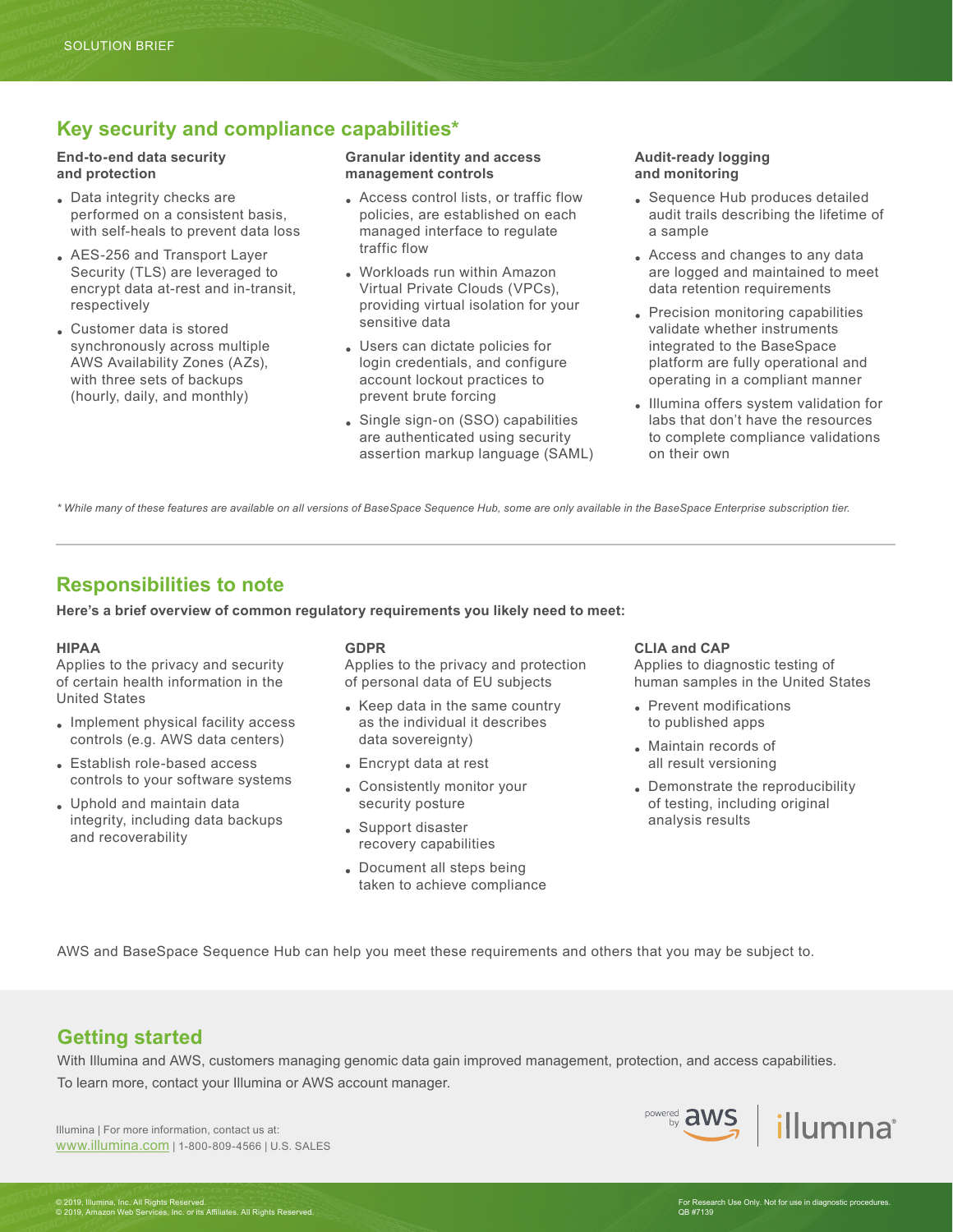## Key security and compliance capabilities*

### End-to-end data security and protection

- Data integrity checks are performed on a consistent basis, with self-heals to prevent data loss
- AES-256 and Transport Layer Security (TLS) are leveraged to encrypt data at-rest and in-transit, respectively
- Customer data is stored synchronously across multiple AWS Availability Zones (AZs), with three sets of backups (hourly, daily, and monthly)

### Granular identity and access management controls

- Access control lists, or traffic flow policies, are established on each managed interface to regulate traffic flow
- Workloads run within Amazon Virtual Private Clouds (VPCs), providing virtual isolation for your sensitive data
- Users can dictate policies for login credentials, and configure account lockout practices to prevent brute forcing
- Single sign-on (SSO) capabilities are authenticated using security assertion markup language (SAML)

### Audit-ready logging and monitoring

- Sequence Hub produces detailed audit trails describing the lifetime of a sample
- Access and changes to any data are logged and maintained to meet data retention requirements
- Precision monitoring capabilities validate whether instruments integrated to the BaseSpace platform are fully operational and operating in a compliant manner
- Illumina offers system validation for labs that don't have the resources to complete compliance validations on their own

*\* While many of these features are available on all versions of BaseSpace Sequence Hub, some are only available in the BaseSpace Enterprise subscription tier.*

---

## Responsibilities to note

**Here's a brief overview of common regulatory requirements you likely need to meet:**

### HIPAA

Applies to the privacy and security of certain health information in the United States

- Implement physical facility access controls (e.g. AWS data centers)
- Establish role-based access controls to your software systems
- Uphold and maintain data integrity, including data backups and recoverability

### GDPR

Applies to the privacy and protection of personal data of EU subjects

- Keep data in the same country as the individual it describes data sovereignty)
- Encrypt data at rest
- Consistently monitor your security posture
- Support disaster recovery capabilities
- Document all steps being taken to achieve compliance

### CLIA and CAP

Applies to diagnostic testing of human samples in the United States

- Prevent modifications to published apps
- Maintain records of all result versioning
- Demonstrate the reproducibility of testing, including original analysis results

AWS and BaseSpace Sequence Hub can help you meet these requirements and others that you may be subject to.

## Getting started

With Illumina and AWS, customers managing genomic data gain improved management, protection, and access capabilities. To learn more, contact your Illumina or AWS account manager.

Illumina | For more information, contact us at:
www.illumina.com | 1-800-809-4566 | U.S. SALES

powered by aws | illumina®

© 2019, Illumina, Inc. All Rights Reserved.
© 2019, Amazon Web Services, Inc. or its Affiliates. All Rights Reserved.

For Research Use Only. Not for use in diagnostic procedures.
QB #7139